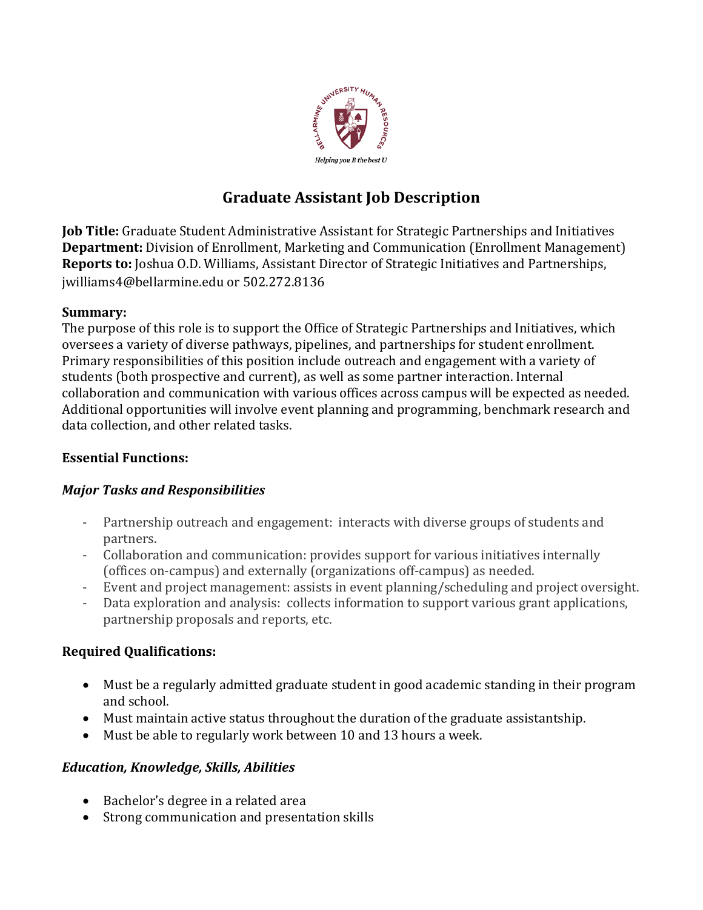# Graduate Assistant Job Description

**Job Title:** Graduate Student Administrative Assistant for Strategic Partnerships and Initiatives
**Department:** Division of Enrollment, Marketing and Communication (Enrollment Management)
**Reports to:** Joshua O.D. Williams, Assistant Director of Strategic Initiatives and Partnerships, jwilliams4@bellarmine.edu or 502.272.8136

**Summary:**
The purpose of this role is to support the Office of Strategic Partnerships and Initiatives, which oversees a variety of diverse pathways, pipelines, and partnerships for student enrollment. Primary responsibilities of this position include outreach and engagement with a variety of students (both prospective and current), as well as some partner interaction. Internal collaboration and communication with various offices across campus will be expected as needed. Additional opportunities will involve event planning and programming, benchmark research and data collection, and other related tasks.

**Essential Functions:**

***Major Tasks and Responsibilities***

- Partnership outreach and engagement: interacts with diverse groups of students and partners.
- Collaboration and communication: provides support for various initiatives internally (offices on-campus) and externally (organizations off-campus) as needed.
- Event and project management: assists in event planning/scheduling and project oversight.
- Data exploration and analysis: collects information to support various grant applications, partnership proposals and reports, etc.

**Required Qualifications:**

- Must be a regularly admitted graduate student in good academic standing in their program and school.
- Must maintain active status throughout the duration of the graduate assistantship.
- Must be able to regularly work between 10 and 13 hours a week.

***Education, Knowledge, Skills, Abilities***

- Bachelor's degree in a related area
- Strong communication and presentation skills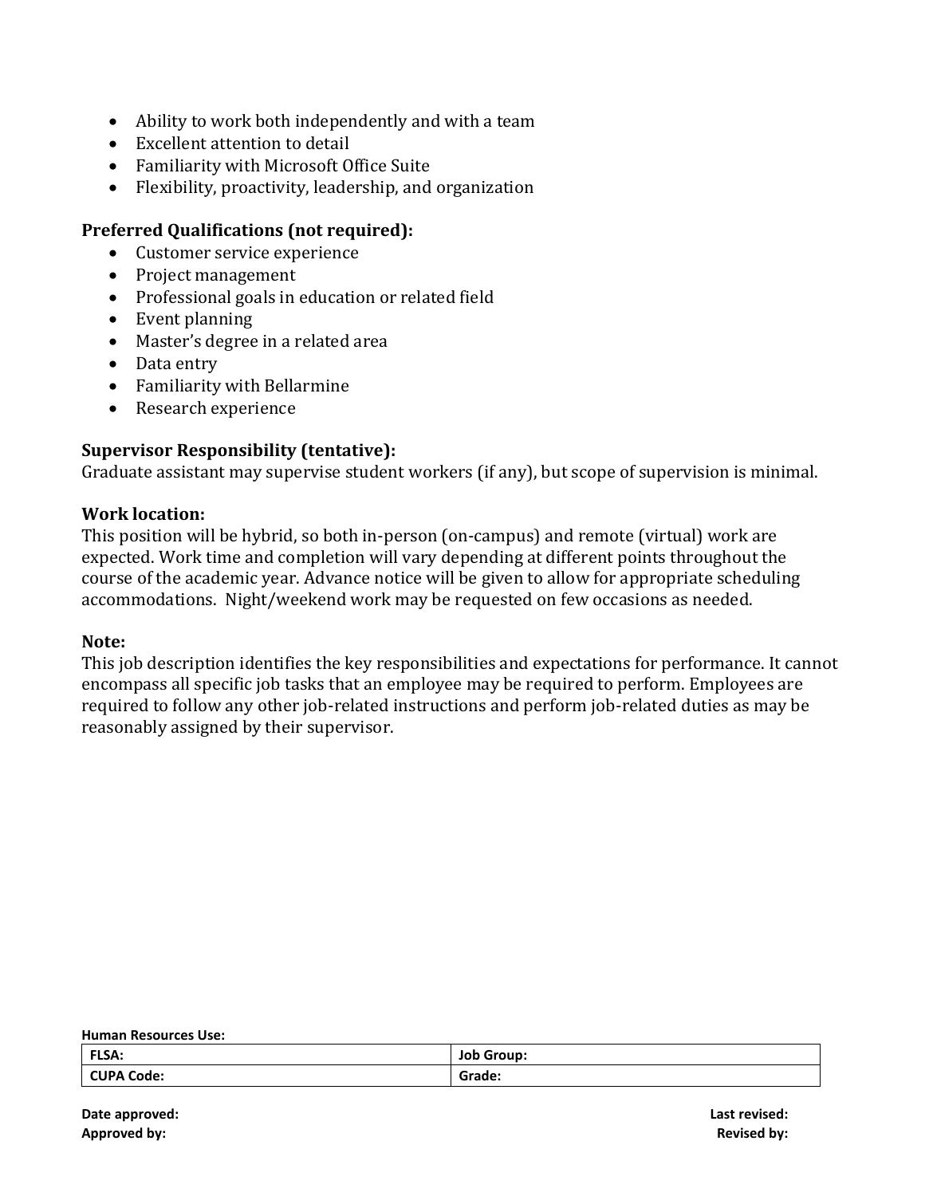- Ability to work both independently and with a team
- Excellent attention to detail
- Familiarity with Microsoft Office Suite
- Flexibility, proactivity, leadership, and organization

**Preferred Qualifications (not required):**

- Customer service experience
- Project management
- Professional goals in education or related field
- Event planning
- Master's degree in a related area
- Data entry
- Familiarity with Bellarmine
- Research experience

**Supervisor Responsibility (tentative):**

Graduate assistant may supervise student workers (if any), but scope of supervision is minimal.

**Work location:**

This position will be hybrid, so both in-person (on-campus) and remote (virtual) work are expected. Work time and completion will vary depending at different points throughout the course of the academic year. Advance notice will be given to allow for appropriate scheduling accommodations. Night/weekend work may be requested on few occasions as needed.

**Note:**

This job description identifies the key responsibilities and expectations for performance. It cannot encompass all specific job tasks that an employee may be required to perform. Employees are required to follow any other job-related instructions and perform job-related duties as may be reasonably assigned by their supervisor.

**Human Resources Use:**

| | |
|---|---|
| **FLSA:** | **Job Group:** |
| **CUPA Code:** | **Grade:** |

**Date approved:** **Last revised:**
**Approved by:** **Revised by:**